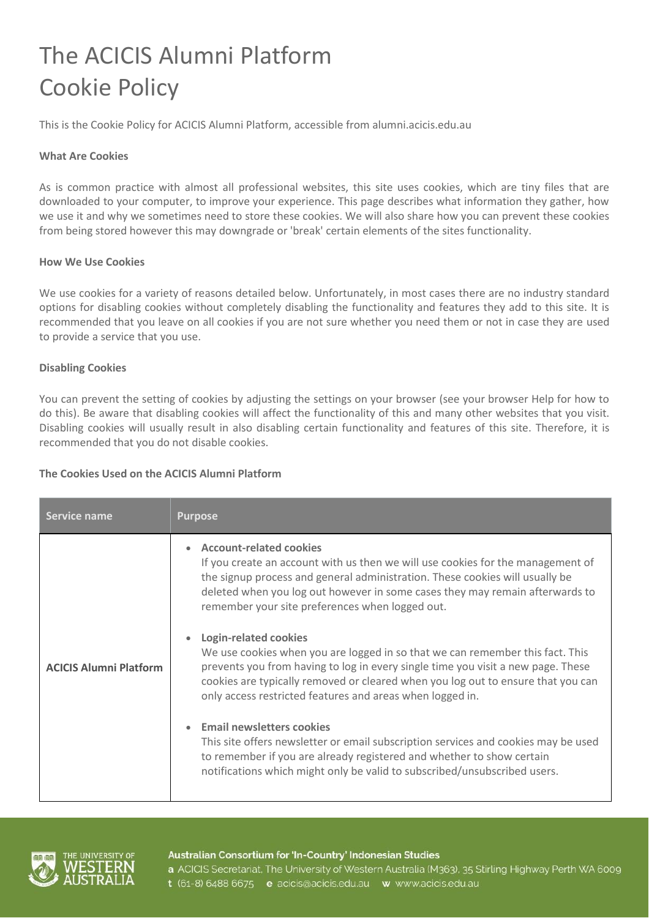# The ACICIS Alumni Platform
# Cookie Policy

This is the Cookie Policy for ACICIS Alumni Platform, accessible from alumni.acicis.edu.au

**What Are Cookies**

As is common practice with almost all professional websites, this site uses cookies, which are tiny files that are downloaded to your computer, to improve your experience. This page describes what information they gather, how we use it and why we sometimes need to store these cookies. We will also share how you can prevent these cookies from being stored however this may downgrade or 'break' certain elements of the sites functionality.

**How We Use Cookies**

We use cookies for a variety of reasons detailed below. Unfortunately, in most cases there are no industry standard options for disabling cookies without completely disabling the functionality and features they add to this site. It is recommended that you leave on all cookies if you are not sure whether you need them or not in case they are used to provide a service that you use.

**Disabling Cookies**

You can prevent the setting of cookies by adjusting the settings on your browser (see your browser Help for how to do this). Be aware that disabling cookies will affect the functionality of this and many other websites that you visit. Disabling cookies will usually result in also disabling certain functionality and features of this site. Therefore, it is recommended that you do not disable cookies.

**The Cookies Used on the ACICIS Alumni Platform**

| Service name | Purpose |
| --- | --- |
| **ACICIS Alumni Platform** | • **Account-related cookies** If you create an account with us then we will use cookies for the management of the signup process and general administration. These cookies will usually be deleted when you log out however in some cases they may remain afterwards to remember your site preferences when logged out. <br><br> • **Login-related cookies** We use cookies when you are logged in so that we can remember this fact. This prevents you from having to log in every single time you visit a new page. These cookies are typically removed or cleared when you log out to ensure that you can only access restricted features and areas when logged in. <br><br> • **Email newsletters cookies** This site offers newsletter or email subscription services and cookies may be used to remember if you are already registered and whether to show certain notifications which might only be valid to subscribed/unsubscribed users. |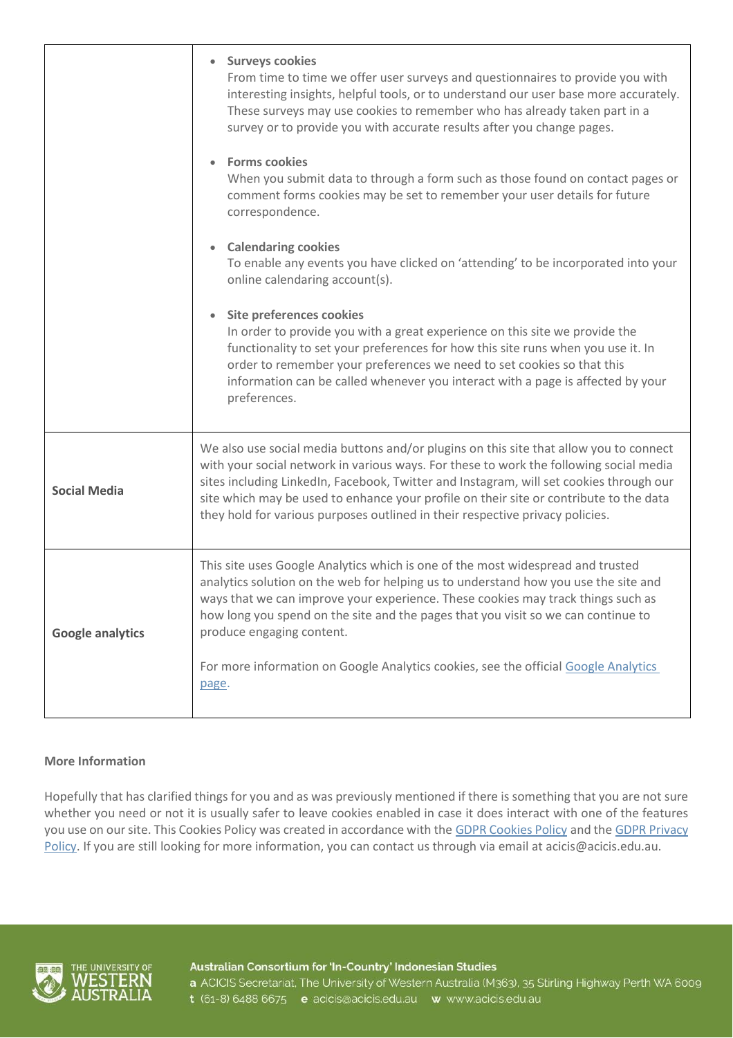| | |
|---|---|
| | • **Surveys cookies** From time to time we offer user surveys and questionnaires to provide you with interesting insights, helpful tools, or to understand our user base more accurately. These surveys may use cookies to remember who has already taken part in a survey or to provide you with accurate results after you change pages.<br><br>• **Forms cookies** When you submit data to through a form such as those found on contact pages or comment forms cookies may be set to remember your user details for future correspondence.<br><br>• **Calendaring cookies** To enable any events you have clicked on 'attending' to be incorporated into your online calendaring account(s).<br><br>• **Site preferences cookies** In order to provide you with a great experience on this site we provide the functionality to set your preferences for how this site runs when you use it. In order to remember your preferences we need to set cookies so that this information can be called whenever you interact with a page is affected by your preferences. |
| **Social Media** | We also use social media buttons and/or plugins on this site that allow you to connect with your social network in various ways. For these to work the following social media sites including LinkedIn, Facebook, Twitter and Instagram, will set cookies through our site which may be used to enhance your profile on their site or contribute to the data they hold for various purposes outlined in their respective privacy policies. |
| **Google analytics** | This site uses Google Analytics which is one of the most widespread and trusted analytics solution on the web for helping us to understand how you use the site and ways that we can improve your experience. These cookies may track things such as how long you spend on the site and the pages that you visit so we can continue to produce engaging content.<br><br>For more information on Google Analytics cookies, see the official Google Analytics page. |

**More Information**

Hopefully that has clarified things for you and as was previously mentioned if there is something that you are not sure whether you need or not it is usually safer to leave cookies enabled in case it does interact with one of the features you use on our site. This Cookies Policy was created in accordance with the GDPR Cookies Policy and the GDPR Privacy Policy. If you are still looking for more information, you can contact us through via email at acicis@acicis.edu.au.

THE UNIVERSITY OF WESTERN AUSTRALIA

**Australian Consortium for 'In-Country' Indonesian Studies**
**a** ACICIS Secretariat, The University of Western Australia (M363), 35 Stirling Highway Perth WA 6009
**t** (61-8) 6488 6675 **e** acicis@acicis.edu.au **w** www.acicis.edu.au